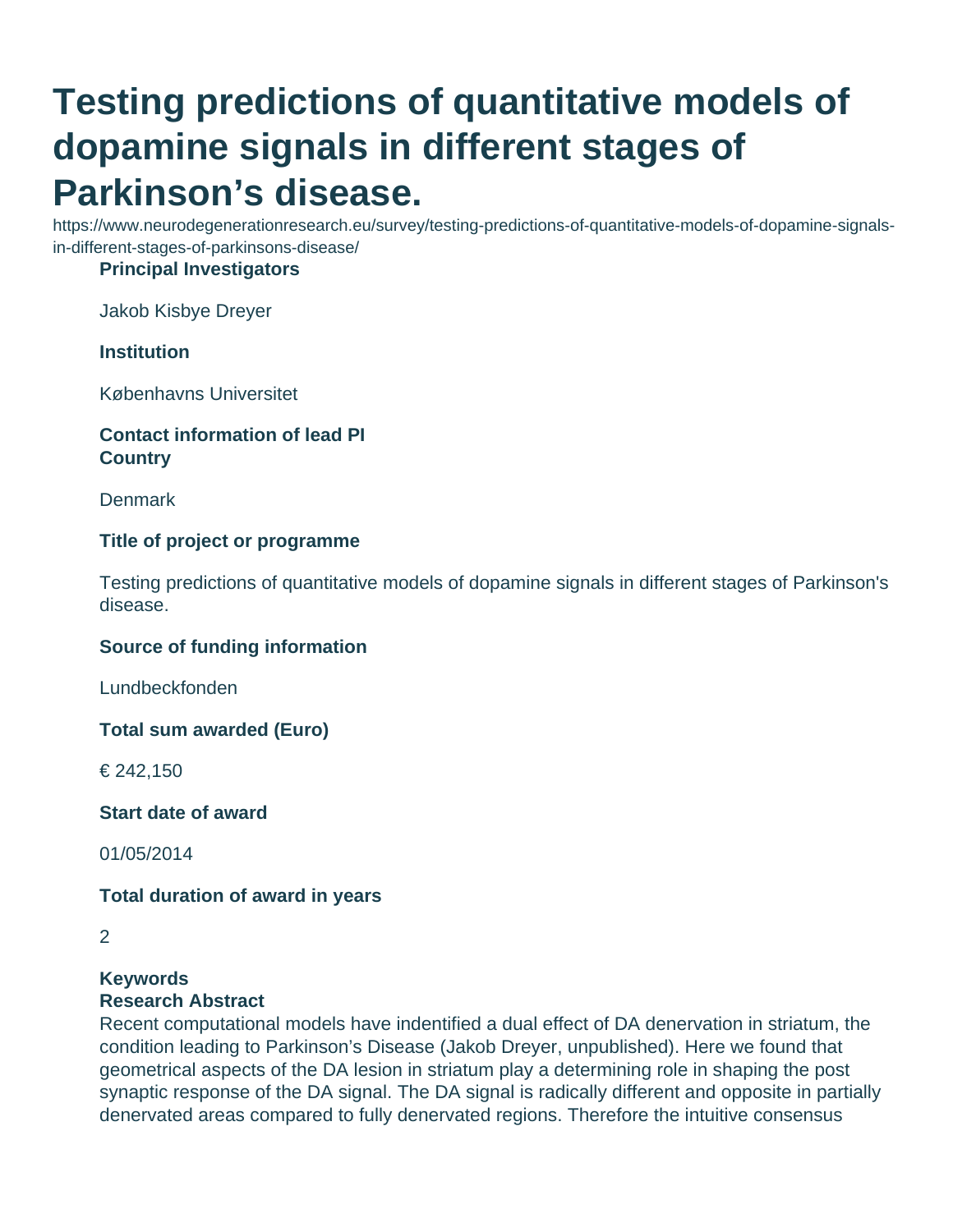# Testing predictions of quantitative models of dopamine signals in different stages of Parkinson's disease.

https://www.neurodegenerationresearch.eu/survey/testing-predictions-of-quantitative-models-of-dopamine-signals-in-different-stages-of-parkinsons-disease/

**Principal Investigators**

Jakob Kisbye Dreyer

**Institution**

Københavns Universitet

**Contact information of lead PI**

**Country**

Denmark

**Title of project or programme**

Testing predictions of quantitative models of dopamine signals in different stages of Parkinson's disease.

**Source of funding information**

Lundbeckfonden

**Total sum awarded (Euro)**

€ 242,150

**Start date of award**

01/05/2014

**Total duration of award in years**

2

**Keywords**

**Research Abstract**

Recent computational models have indentified a dual effect of DA denervation in striatum, the condition leading to Parkinson's Disease (Jakob Dreyer, unpublished). Here we found that geometrical aspects of the DA lesion in striatum play a determining role in shaping the post synaptic response of the DA signal. The DA signal is radically different and opposite in partially denervated areas compared to fully denervated regions. Therefore the intuitive consensus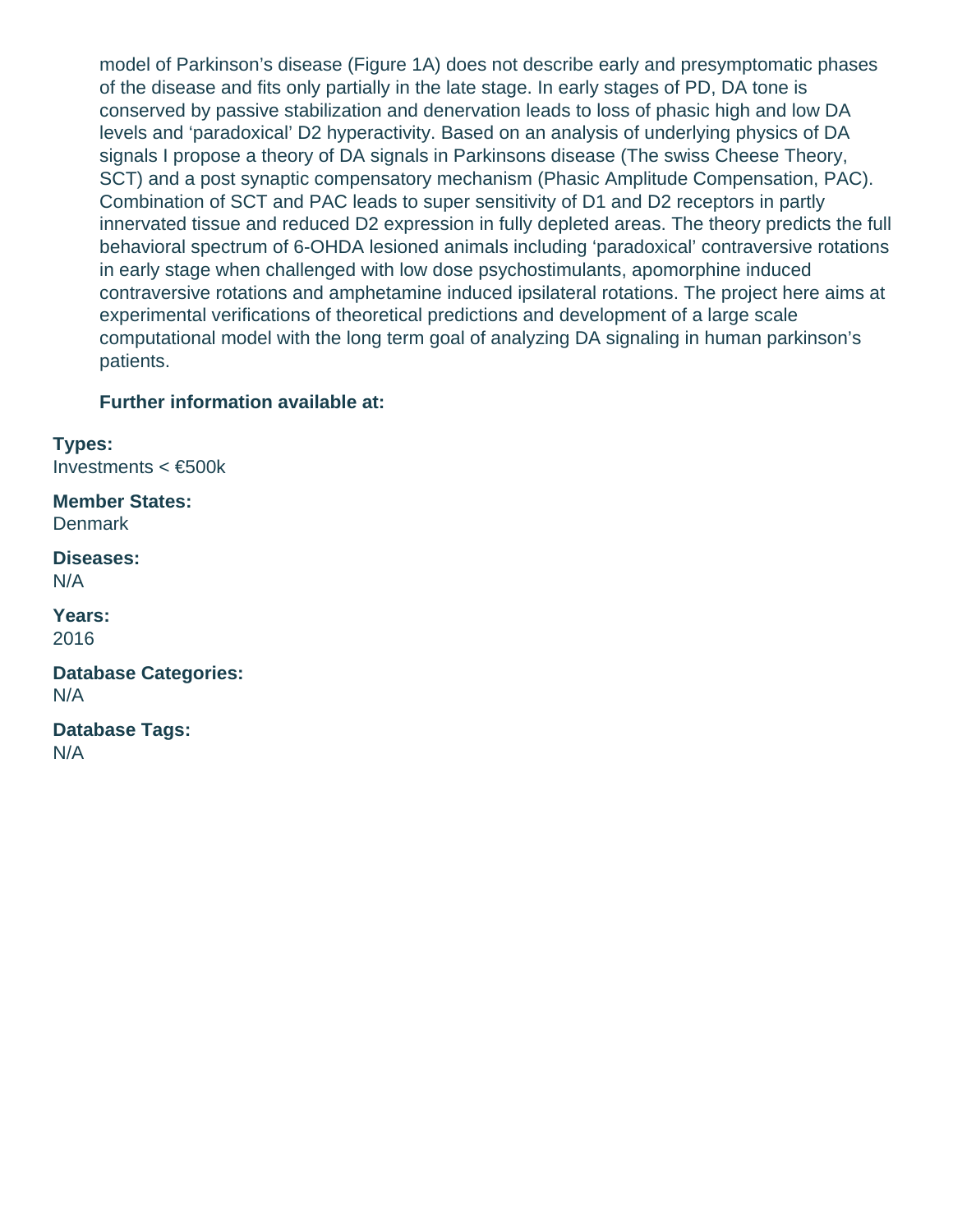model of Parkinson's disease (Figure 1A) does not describe early and presymptomatic phases of the disease and fits only partially in the late stage. In early stages of PD, DA tone is conserved by passive stabilization and denervation leads to loss of phasic high and low DA levels and 'paradoxical' D2 hyperactivity. Based on an analysis of underlying physics of DA signals I propose a theory of DA signals in Parkinsons disease (The swiss Cheese Theory, SCT) and a post synaptic compensatory mechanism (Phasic Amplitude Compensation, PAC). Combination of SCT and PAC leads to super sensitivity of D1 and D2 receptors in partly innervated tissue and reduced D2 expression in fully depleted areas. The theory predicts the full behavioral spectrum of 6-OHDA lesioned animals including 'paradoxical' contraversive rotations in early stage when challenged with low dose psychostimulants, apomorphine induced contraversive rotations and amphetamine induced ipsilateral rotations. The project here aims at experimental verifications of theoretical predictions and development of a large scale computational model with the long term goal of analyzing DA signaling in human parkinson's patients.

**Further information available at:**

**Types:**
Investments < €500k

**Member States:**
Denmark

**Diseases:**
N/A

**Years:**
2016

**Database Categories:**
N/A

**Database Tags:**
N/A